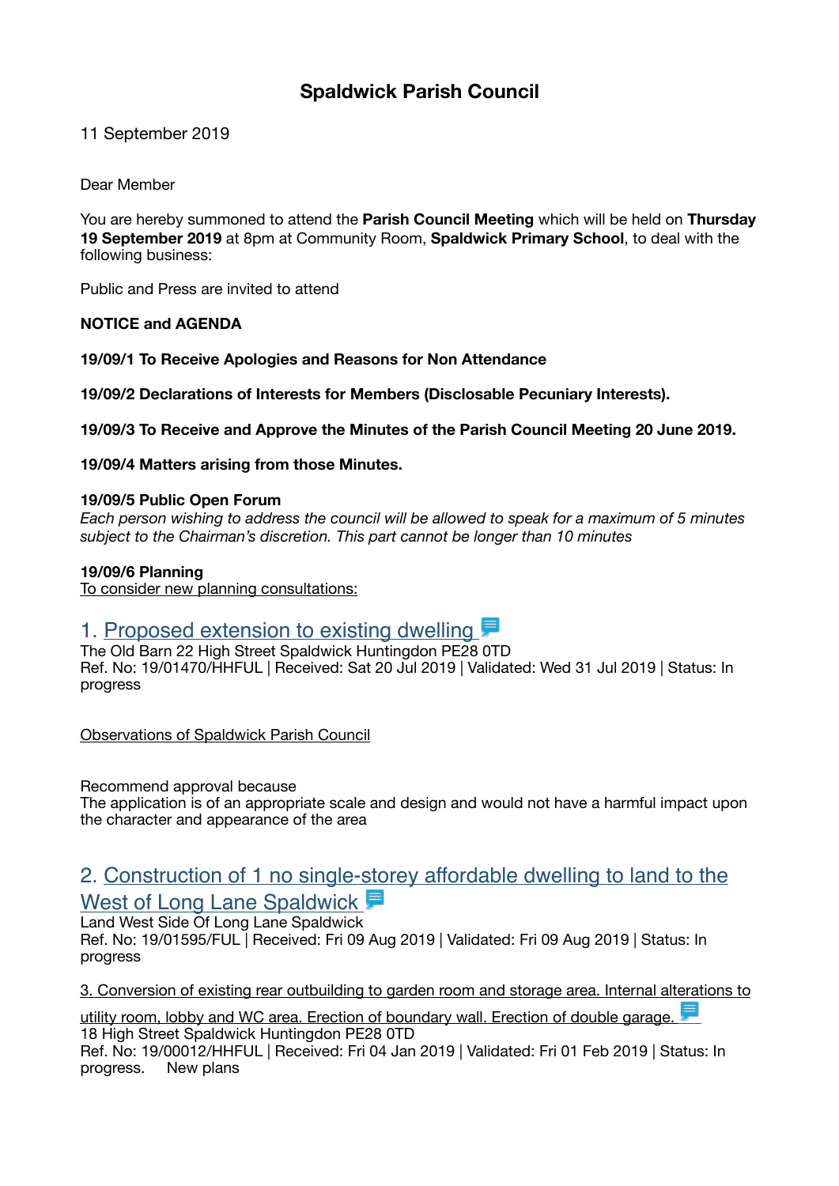# Spaldwick Parish Council

11 September 2019

Dear Member

You are hereby summoned to attend the **Parish Council Meeting** which will be held on **Thursday 19 September 2019** at 8pm at Community Room, **Spaldwick Primary School**, to deal with the following business:

Public and Press are invited to attend

**NOTICE and AGENDA**

**19/09/1 To Receive Apologies and Reasons for Non Attendance**

**19/09/2 Declarations of Interests for Members (Disclosable Pecuniary Interests).**

**19/09/3 To Receive and Approve the Minutes of the Parish Council Meeting 20 June 2019.**

**19/09/4 Matters arising from those Minutes.**

**19/09/5 Public Open Forum**
*Each person wishing to address the council will be allowed to speak for a maximum of 5 minutes subject to the Chairman's discretion. This part cannot be longer than 10 minutes*

**19/09/6 Planning**
To consider new planning consultations:

## 1. Proposed extension to existing dwelling

The Old Barn 22 High Street Spaldwick Huntingdon PE28 0TD
Ref. No: 19/01470/HHFUL | Received: Sat 20 Jul 2019 | Validated: Wed 31 Jul 2019 | Status: In progress

Observations of Spaldwick Parish Council

Recommend approval because
The application is of an appropriate scale and design and would not have a harmful impact upon the character and appearance of the area

## 2. Construction of 1 no single-storey affordable dwelling to land to the West of Long Lane Spaldwick

Land West Side Of Long Lane Spaldwick
Ref. No: 19/01595/FUL | Received: Fri 09 Aug 2019 | Validated: Fri 09 Aug 2019 | Status: In progress

3. Conversion of existing rear outbuilding to garden room and storage area. Internal alterations to utility room, lobby and WC area. Erection of boundary wall. Erection of double garage.
18 High Street Spaldwick Huntingdon PE28 0TD
Ref. No: 19/00012/HHFUL | Received: Fri 04 Jan 2019 | Validated: Fri 01 Feb 2019 | Status: In progress. New plans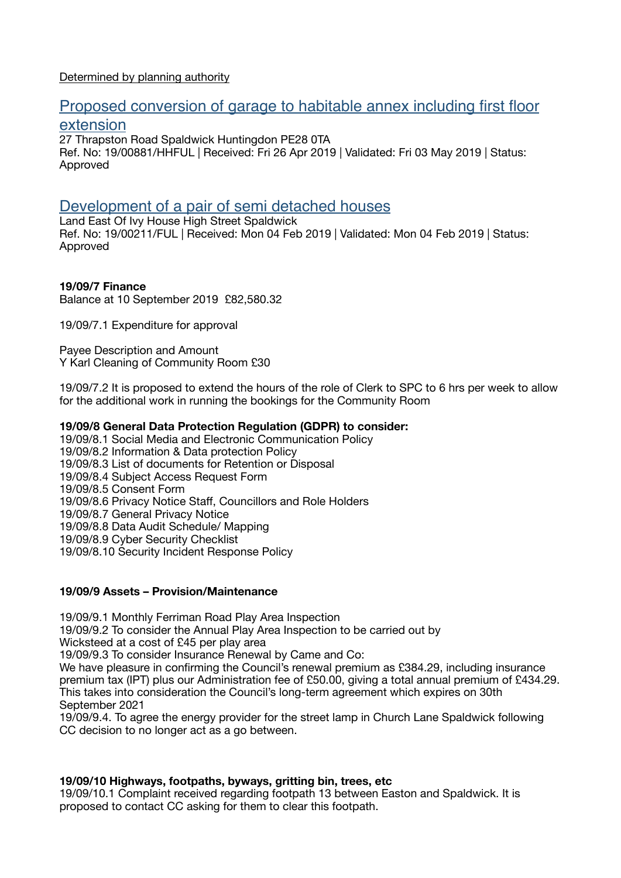Determined by planning authority

## Proposed conversion of garage to habitable annex including first floor extension

27 Thrapston Road Spaldwick Huntingdon PE28 0TA
Ref. No: 19/00881/HHFUL | Received: Fri 26 Apr 2019 | Validated: Fri 03 May 2019 | Status: Approved

## Development of a pair of semi detached houses

Land East Of Ivy House High Street Spaldwick
Ref. No: 19/00211/FUL | Received: Mon 04 Feb 2019 | Validated: Mon 04 Feb 2019 | Status: Approved

**19/09/7 Finance**
Balance at 10 September 2019 £82,580.32

19/09/7.1 Expenditure for approval

Payee Description and Amount
Y Karl Cleaning of Community Room £30

19/09/7.2 It is proposed to extend the hours of the role of Clerk to SPC to 6 hrs per week to allow for the additional work in running the bookings for the Community Room

**19/09/8 General Data Protection Regulation (GDPR) to consider:**
19/09/8.1 Social Media and Electronic Communication Policy
19/09/8.2 Information & Data protection Policy
19/09/8.3 List of documents for Retention or Disposal
19/09/8.4 Subject Access Request Form
19/09/8.5 Consent Form
19/09/8.6 Privacy Notice Staff, Councillors and Role Holders
19/09/8.7 General Privacy Notice
19/09/8.8 Data Audit Schedule/ Mapping
19/09/8.9 Cyber Security Checklist
19/09/8.10 Security Incident Response Policy

**19/09/9 Assets – Provision/Maintenance**

19/09/9.1 Monthly Ferriman Road Play Area Inspection
19/09/9.2 To consider the Annual Play Area Inspection to be carried out by Wicksteed at a cost of £45 per play area
19/09/9.3 To consider Insurance Renewal by Came and Co:
We have pleasure in confirming the Council's renewal premium as £384.29, including insurance premium tax (IPT) plus our Administration fee of £50.00, giving a total annual premium of £434.29. This takes into consideration the Council's long-term agreement which expires on 30th September 2021
19/09/9.4. To agree the energy provider for the street lamp in Church Lane Spaldwick following CC decision to no longer act as a go between.

**19/09/10 Highways, footpaths, byways, gritting bin, trees, etc**
19/09/10.1 Complaint received regarding footpath 13 between Easton and Spaldwick. It is proposed to contact CC asking for them to clear this footpath.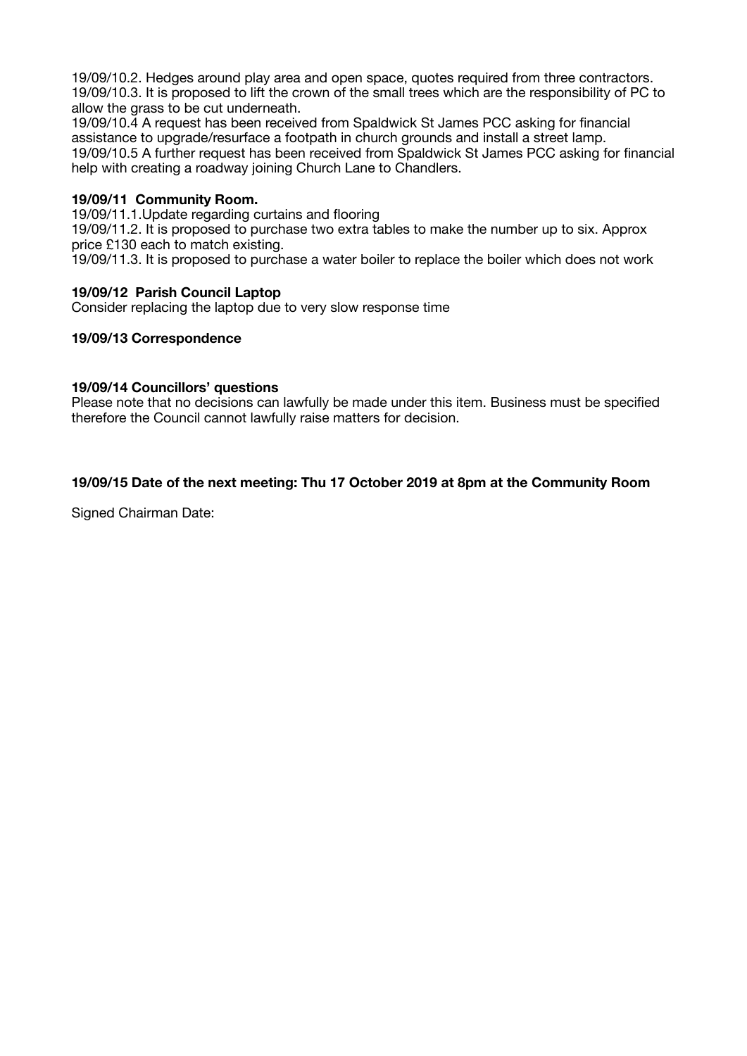19/09/10.2. Hedges around play area and open space, quotes required from three contractors.
19/09/10.3. It is proposed to lift the crown of the small trees which are the responsibility of PC to allow the grass to be cut underneath.
19/09/10.4 A request has been received from Spaldwick St James PCC asking for financial assistance to upgrade/resurface a footpath in church grounds and install a street lamp.
19/09/10.5 A further request has been received from Spaldwick St James PCC asking for financial help with creating a roadway joining Church Lane to Chandlers.

**19/09/11 Community Room.**

19/09/11.1.Update regarding curtains and flooring
19/09/11.2. It is proposed to purchase two extra tables to make the number up to six. Approx price £130 each to match existing.
19/09/11.3. It is proposed to purchase a water boiler to replace the boiler which does not work

**19/09/12 Parish Council Laptop**

Consider replacing the laptop due to very slow response time

**19/09/13 Correspondence**

**19/09/14 Councillors' questions**

Please note that no decisions can lawfully be made under this item. Business must be specified therefore the Council cannot lawfully raise matters for decision.

**19/09/15 Date of the next meeting: Thu 17 October 2019 at 8pm at the Community Room**

Signed Chairman Date: